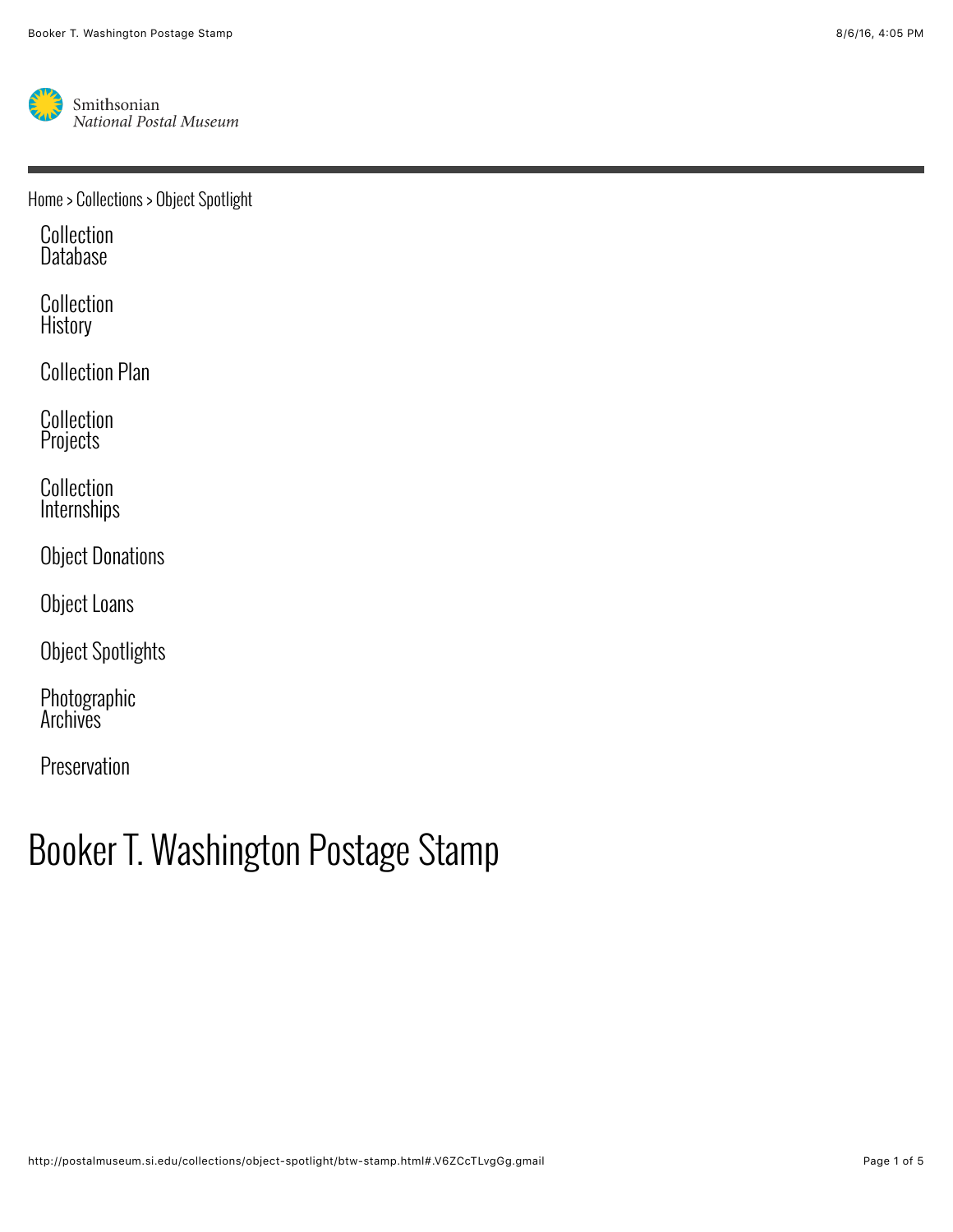Smithsonian
*National Postal Museum*

Home > Collections > Object Spotlight

- Collection Database
- Collection History
- Collection Plan
- Collection Projects
- Collection Internships
- Object Donations
- Object Loans
- Object Spotlights
- Photographic Archives
- Preservation

# Booker T. Washington Postage Stamp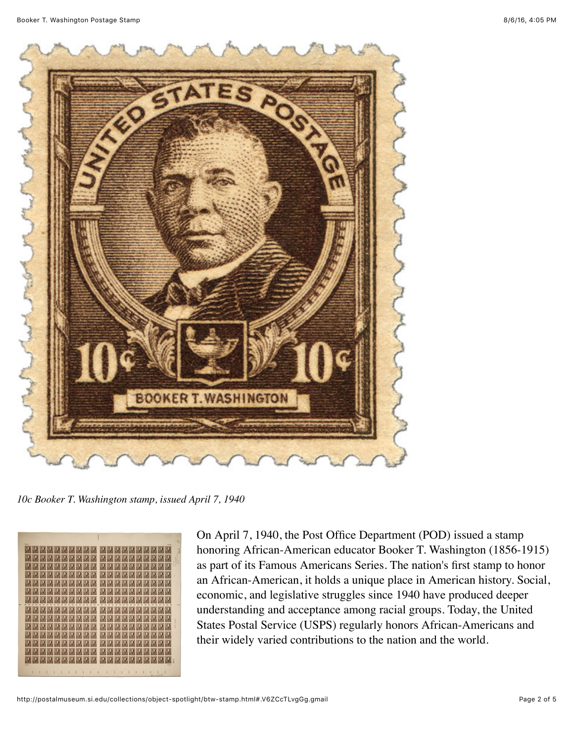*10c Booker T. Washington stamp, issued April 7, 1940*

On April 7, 1940, the Post Office Department (POD) issued a stamp honoring African-American educator Booker T. Washington (1856-1915) as part of its Famous Americans Series. The nation's first stamp to honor an African-American, it holds a unique place in American history. Social, economic, and legislative struggles since 1940 have produced deeper understanding and acceptance among racial groups. Today, the United States Postal Service (USPS) regularly honors African-Americans and their widely varied contributions to the nation and the world.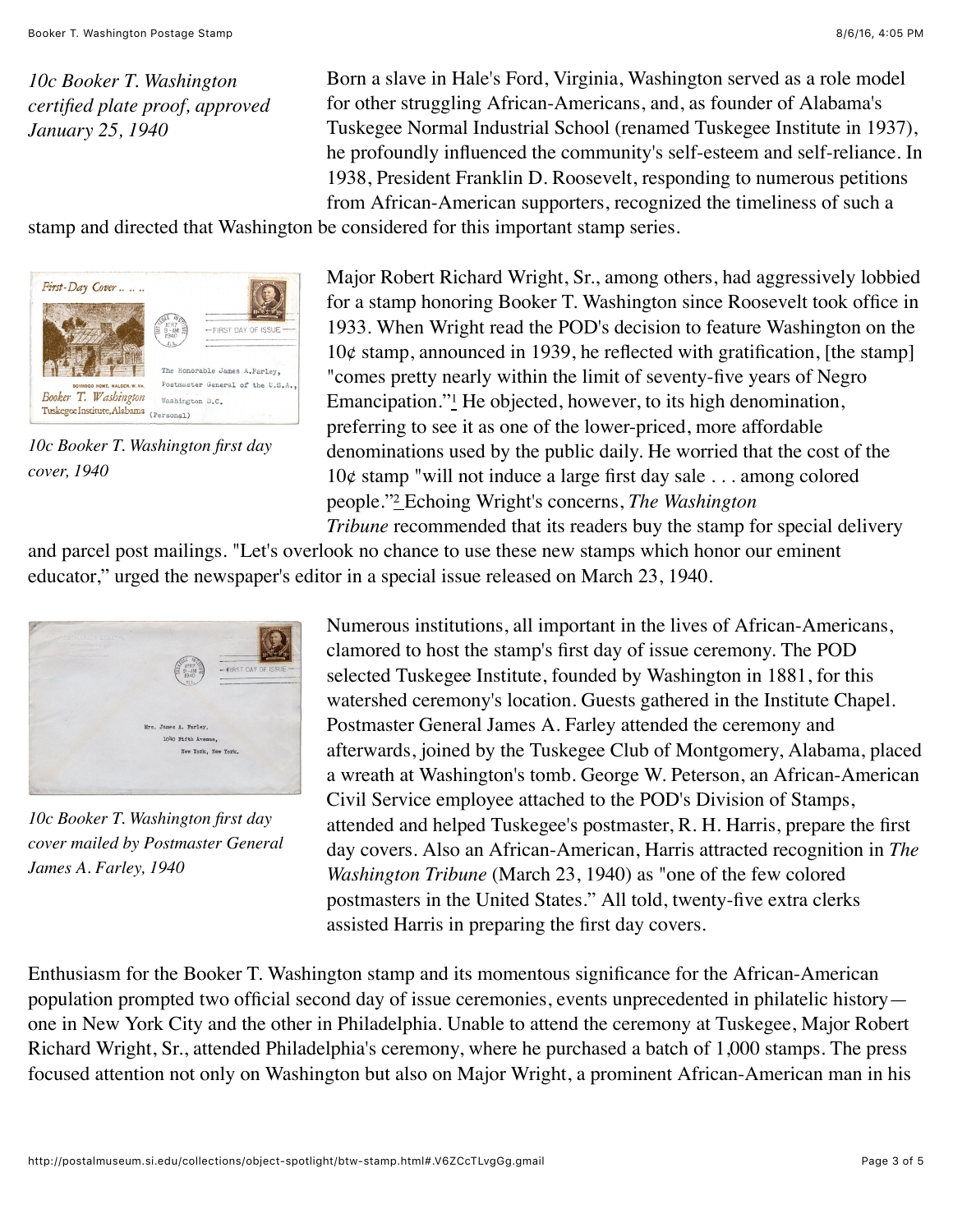*10c Booker T. Washington certified plate proof, approved January 25, 1940*

Born a slave in Hale's Ford, Virginia, Washington served as a role model for other struggling African-Americans, and, as founder of Alabama's Tuskegee Normal Industrial School (renamed Tuskegee Institute in 1937), he profoundly influenced the community's self-esteem and self-reliance. In 1938, President Franklin D. Roosevelt, responding to numerous petitions from African-American supporters, recognized the timeliness of such a stamp and directed that Washington be considered for this important stamp series.

*10c Booker T. Washington first day cover, 1940*

Major Robert Richard Wright, Sr., among others, had aggressively lobbied for a stamp honoring Booker T. Washington since Roosevelt took office in 1933. When Wright read the POD's decision to feature Washington on the 10¢ stamp, announced in 1939, he reflected with gratification, [the stamp] "comes pretty nearly within the limit of seventy-five years of Negro Emancipation."[1] He objected, however, to its high denomination, preferring to see it as one of the lower-priced, more affordable denominations used by the public daily. He worried that the cost of the 10¢ stamp "will not induce a large first day sale . . . among colored people."[2] Echoing Wright's concerns, *The Washington Tribune* recommended that its readers buy the stamp for special delivery and parcel post mailings. "Let's overlook no chance to use these new stamps which honor our eminent educator," urged the newspaper's editor in a special issue released on March 23, 1940.

*10c Booker T. Washington first day cover mailed by Postmaster General James A. Farley, 1940*

Numerous institutions, all important in the lives of African-Americans, clamored to host the stamp's first day of issue ceremony. The POD selected Tuskegee Institute, founded by Washington in 1881, for this watershed ceremony's location. Guests gathered in the Institute Chapel. Postmaster General James A. Farley attended the ceremony and afterwards, joined by the Tuskegee Club of Montgomery, Alabama, placed a wreath at Washington's tomb. George W. Peterson, an African-American Civil Service employee attached to the POD's Division of Stamps, attended and helped Tuskegee's postmaster, R. H. Harris, prepare the first day covers. Also an African-American, Harris attracted recognition in *The Washington Tribune* (March 23, 1940) as "one of the few colored postmasters in the United States." All told, twenty-five extra clerks assisted Harris in preparing the first day covers.

Enthusiasm for the Booker T. Washington stamp and its momentous significance for the African-American population prompted two official second day of issue ceremonies, events unprecedented in philatelic history—one in New York City and the other in Philadelphia. Unable to attend the ceremony at Tuskegee, Major Robert Richard Wright, Sr., attended Philadelphia's ceremony, where he purchased a batch of 1,000 stamps. The press focused attention not only on Washington but also on Major Wright, a prominent African-American man in his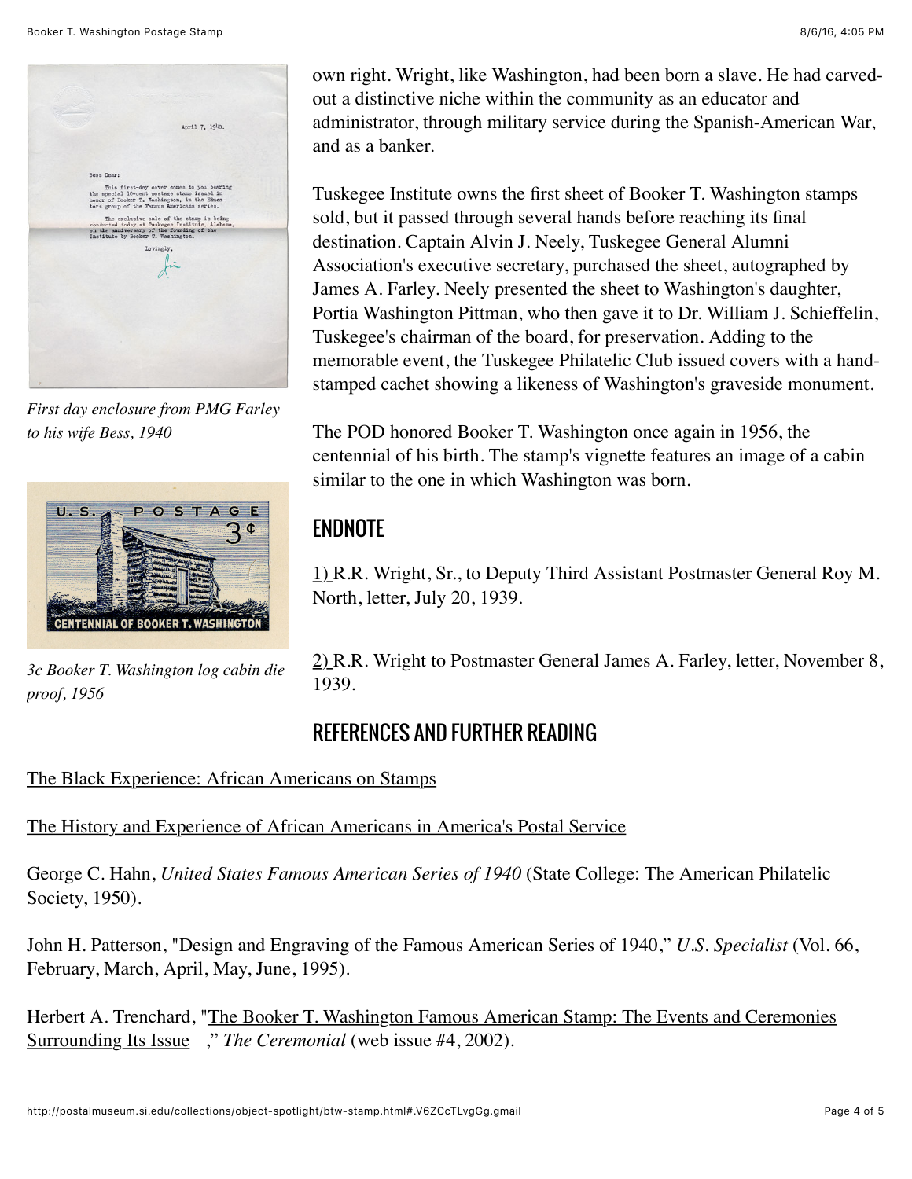own right. Wright, like Washington, had been born a slave. He had carved-out a distinctive niche within the community as an educator and administrator, through military service during the Spanish-American War, and as a banker.

Tuskegee Institute owns the first sheet of Booker T. Washington stamps sold, but it passed through several hands before reaching its final destination. Captain Alvin J. Neely, Tuskegee General Alumni Association's executive secretary, purchased the sheet, autographed by James A. Farley. Neely presented the sheet to Washington's daughter, Portia Washington Pittman, who then gave it to Dr. William J. Schieffelin, Tuskegee's chairman of the board, for preservation. Adding to the memorable event, the Tuskegee Philatelic Club issued covers with a hand-stamped cachet showing a likeness of Washington's graveside monument.

*First day enclosure from PMG Farley to his wife Bess, 1940*

The POD honored Booker T. Washington once again in 1956, the centennial of his birth. The stamp's vignette features an image of a cabin similar to the one in which Washington was born.

*3c Booker T. Washington log cabin die proof, 1956*

## ENDNOTE

1) R.R. Wright, Sr., to Deputy Third Assistant Postmaster General Roy M. North, letter, July 20, 1939.

2) R.R. Wright to Postmaster General James A. Farley, letter, November 8, 1939.

## REFERENCES AND FURTHER READING

The Black Experience: African Americans on Stamps

The History and Experience of African Americans in America's Postal Service

George C. Hahn, *United States Famous American Series of 1940* (State College: The American Philatelic Society, 1950).

John H. Patterson, "Design and Engraving of the Famous American Series of 1940," *U.S. Specialist* (Vol. 66, February, March, April, May, June, 1995).

Herbert A. Trenchard, "The Booker T. Washington Famous American Stamp: The Events and Ceremonies Surrounding Its Issue ," *The Ceremonial* (web issue #4, 2002).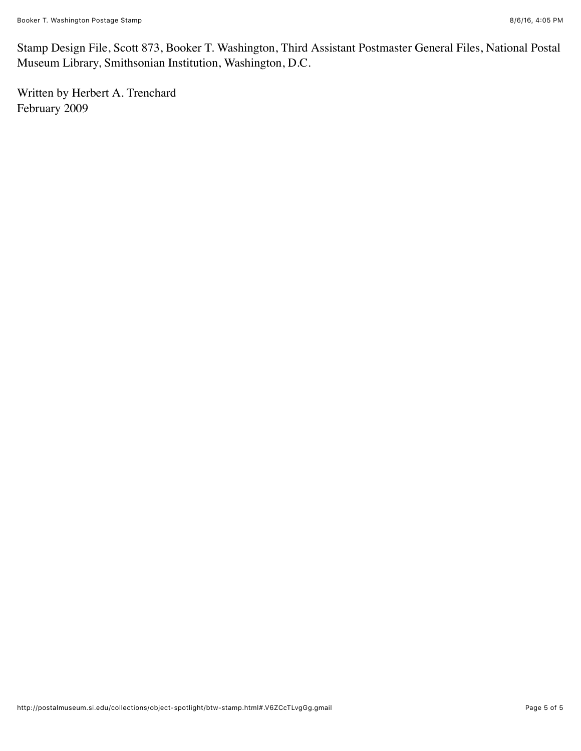Stamp Design File, Scott 873, Booker T. Washington, Third Assistant Postmaster General Files, National Postal Museum Library, Smithsonian Institution, Washington, D.C.

Written by Herbert A. Trenchard
February 2009